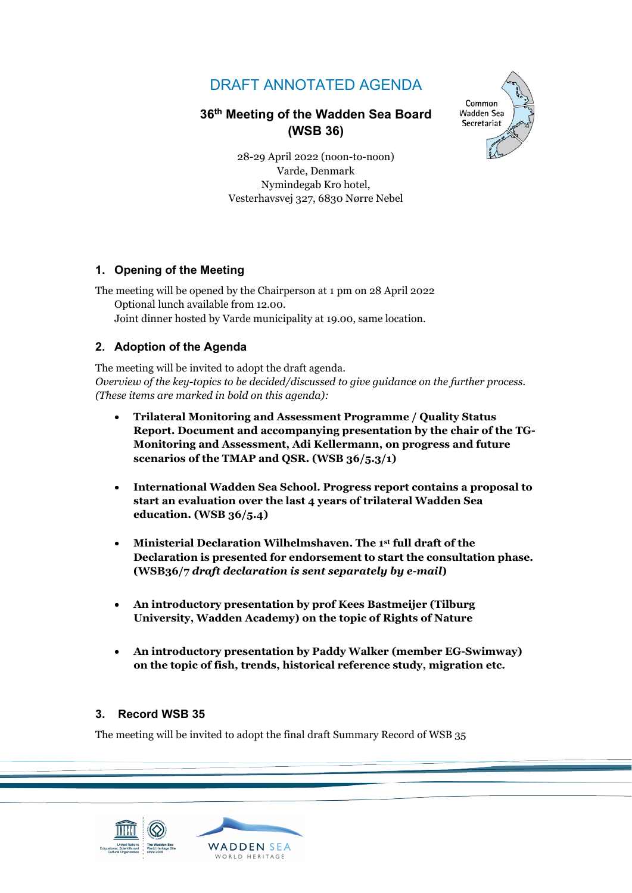# DRAFT ANNOTATED AGENDA

## 36th Meeting of the Wadden Sea Board (WSB 36)

28-29 April 2022 (noon-to-noon)
Varde, Denmark
Nymindegab Kro hotel,
Vesterhavsvej 327, 6830 Nørre Nebel

### 1. Opening of the Meeting

The meeting will be opened by the Chairperson at 1 pm on 28 April 2022
Optional lunch available from 12.00.
Joint dinner hosted by Varde municipality at 19.00, same location.

### 2. Adoption of the Agenda

The meeting will be invited to adopt the draft agenda.
*Overview of the key-topics to be decided/discussed to give guidance on the further process. (These items are marked in bold on this agenda):*

- **Trilateral Monitoring and Assessment Programme / Quality Status Report. Document and accompanying presentation by the chair of the TG-Monitoring and Assessment, Adi Kellermann, on progress and future scenarios of the TMAP and QSR. (WSB 36/5.3/1)**
- **International Wadden Sea School. Progress report contains a proposal to start an evaluation over the last 4 years of trilateral Wadden Sea education. (WSB 36/5.4)**
- **Ministerial Declaration Wilhelmshaven. The 1st full draft of the Declaration is presented for endorsement to start the consultation phase. (WSB36/7 *draft declaration is sent separately by e-mail*)**
- **An introductory presentation by prof Kees Bastmeijer (Tilburg University, Wadden Academy) on the topic of Rights of Nature**
- **An introductory presentation by Paddy Walker (member EG-Swimway) on the topic of fish, trends, historical reference study, migration etc.**

### 3. Record WSB 35

The meeting will be invited to adopt the final draft Summary Record of WSB 35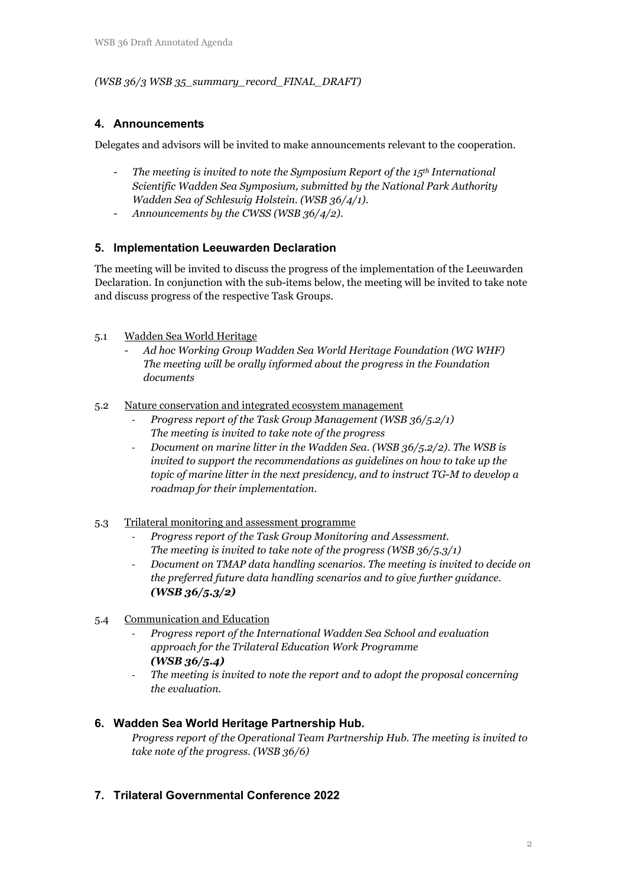*(WSB 36/3 WSB 35_summary_record_FINAL_DRAFT)*

## 4. Announcements

Delegates and advisors will be invited to make announcements relevant to the cooperation.

- *The meeting is invited to note the Symposium Report of the 15th International Scientific Wadden Sea Symposium, submitted by the National Park Authority Wadden Sea of Schleswig Holstein. (WSB 36/4/1).*
- *Announcements by the CWSS (WSB 36/4/2).*

## 5. Implementation Leeuwarden Declaration

The meeting will be invited to discuss the progress of the implementation of the Leeuwarden Declaration. In conjunction with the sub-items below, the meeting will be invited to take note and discuss progress of the respective Task Groups.

5.1 Wadden Sea World Heritage

- *Ad hoc Working Group Wadden Sea World Heritage Foundation (WG WHF) The meeting will be orally informed about the progress in the Foundation documents*

5.2 Nature conservation and integrated ecosystem management

- *Progress report of the Task Group Management (WSB 36/5.2/1) The meeting is invited to take note of the progress*
- *Document on marine litter in the Wadden Sea. (WSB 36/5.2/2). The WSB is invited to support the recommendations as guidelines on how to take up the topic of marine litter in the next presidency, and to instruct TG-M to develop a roadmap for their implementation.*

5.3 Trilateral monitoring and assessment programme

- *Progress report of the Task Group Monitoring and Assessment. The meeting is invited to take note of the progress (WSB 36/5.3/1)*
- *Document on TMAP data handling scenarios. The meeting is invited to decide on the preferred future data handling scenarios and to give further guidance.* ***(WSB 36/5.3/2)***

5.4 Communication and Education

- *Progress report of the International Wadden Sea School and evaluation approach for the Trilateral Education Work Programme* ***(WSB 36/5.4)***
- *The meeting is invited to note the report and to adopt the proposal concerning the evaluation.*

## 6. Wadden Sea World Heritage Partnership Hub.

*Progress report of the Operational Team Partnership Hub. The meeting is invited to take note of the progress. (WSB 36/6)*

## 7. Trilateral Governmental Conference 2022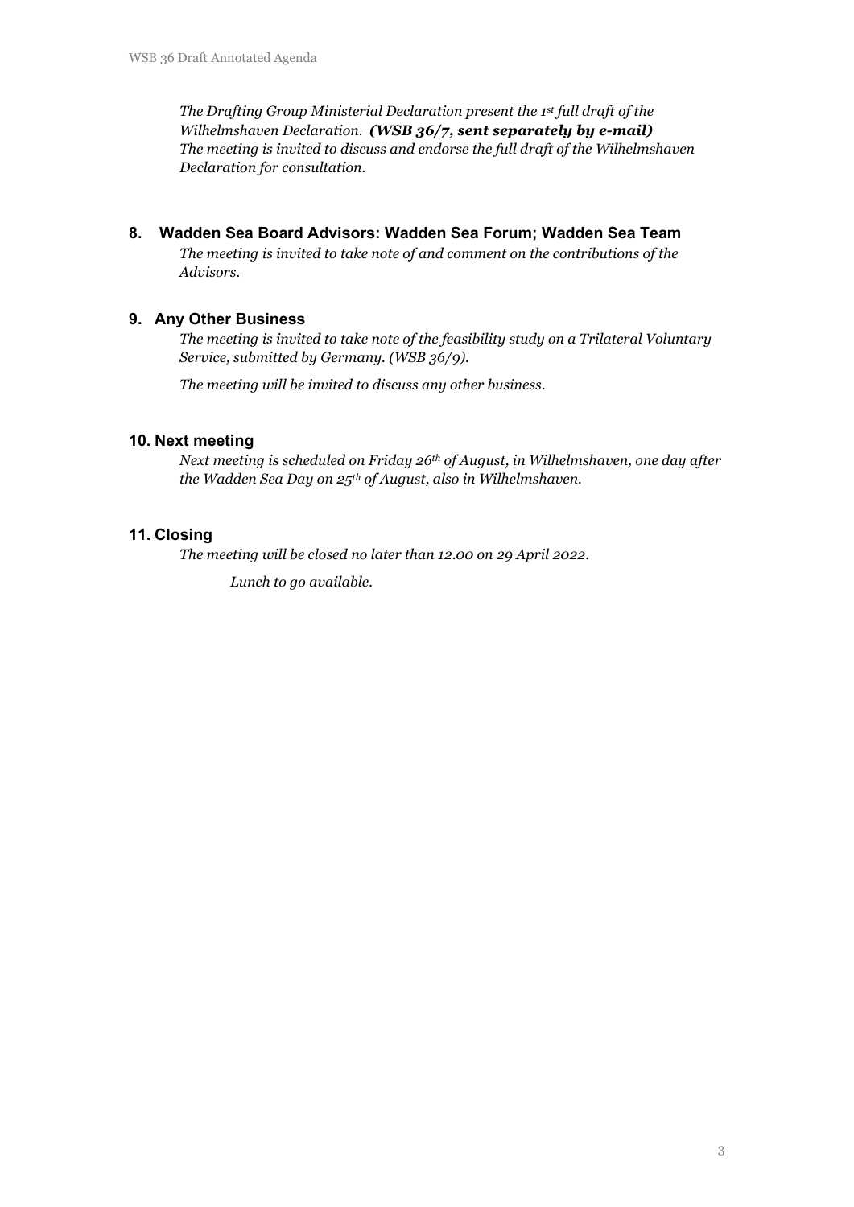*The Drafting Group Ministerial Declaration present the 1st full draft of the Wilhelmshaven Declaration.* ***(WSB 36/7, sent separately by e-mail)***
*The meeting is invited to discuss and endorse the full draft of the Wilhelmshaven Declaration for consultation.*

## 8. Wadden Sea Board Advisors: Wadden Sea Forum; Wadden Sea Team

*The meeting is invited to take note of and comment on the contributions of the Advisors.*

## 9. Any Other Business

*The meeting is invited to take note of the feasibility study on a Trilateral Voluntary Service, submitted by Germany. (WSB 36/9).*

*The meeting will be invited to discuss any other business.*

## 10. Next meeting

*Next meeting is scheduled on Friday 26th of August, in Wilhelmshaven, one day after the Wadden Sea Day on 25th of August, also in Wilhelmshaven.*

## 11. Closing

*The meeting will be closed no later than 12.00 on 29 April 2022.*

*Lunch to go available.*